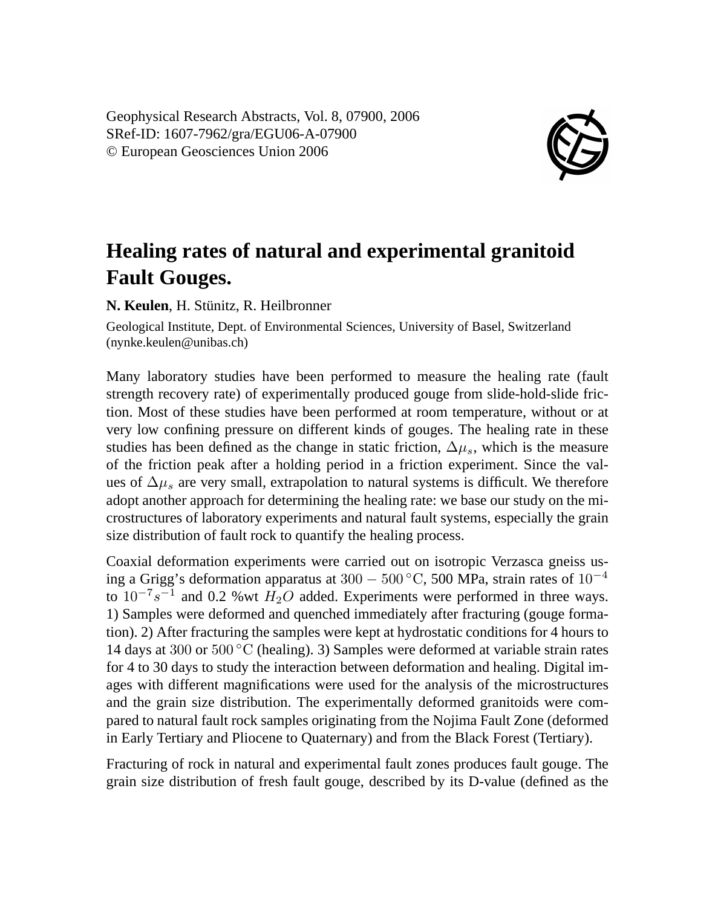Geophysical Research Abstracts, Vol. 8, 07900, 2006
SRef-ID: 1607-7962/gra/EGU06-A-07900
© European Geosciences Union 2006

# Healing rates of natural and experimental granitoid Fault Gouges.

**N. Keulen**, H. Stünitz, R. Heilbronner

Geological Institute, Dept. of Environmental Sciences, University of Basel, Switzerland (nynke.keulen@unibas.ch)

Many laboratory studies have been performed to measure the healing rate (fault strength recovery rate) of experimentally produced gouge from slide-hold-slide friction. Most of these studies have been performed at room temperature, without or at very low confining pressure on different kinds of gouges. The healing rate in these studies has been defined as the change in static friction, $\Delta\mu_s$, which is the measure of the friction peak after a holding period in a friction experiment. Since the values of $\Delta\mu_s$ are very small, extrapolation to natural systems is difficult. We therefore adopt another approach for determining the healing rate: we base our study on the microstructures of laboratory experiments and natural fault systems, especially the grain size distribution of fault rock to quantify the healing process.

Coaxial deformation experiments were carried out on isotropic Verzasca gneiss using a Grigg's deformation apparatus at $300-500\,^{\circ}\mathrm{C}$, 500 MPa, strain rates of $10^{-4}$ to $10^{-7}s^{-1}$ and 0.2 %wt $H_2O$ added. Experiments were performed in three ways. 1) Samples were deformed and quenched immediately after fracturing (gouge formation). 2) After fracturing the samples were kept at hydrostatic conditions for 4 hours to 14 days at $300$ or $500\,^{\circ}\mathrm{C}$ (healing). 3) Samples were deformed at variable strain rates for 4 to 30 days to study the interaction between deformation and healing. Digital images with different magnifications were used for the analysis of the microstructures and the grain size distribution. The experimentally deformed granitoids were compared to natural fault rock samples originating from the Nojima Fault Zone (deformed in Early Tertiary and Pliocene to Quaternary) and from the Black Forest (Tertiary).

Fracturing of rock in natural and experimental fault zones produces fault gouge. The grain size distribution of fresh fault gouge, described by its D-value (defined as the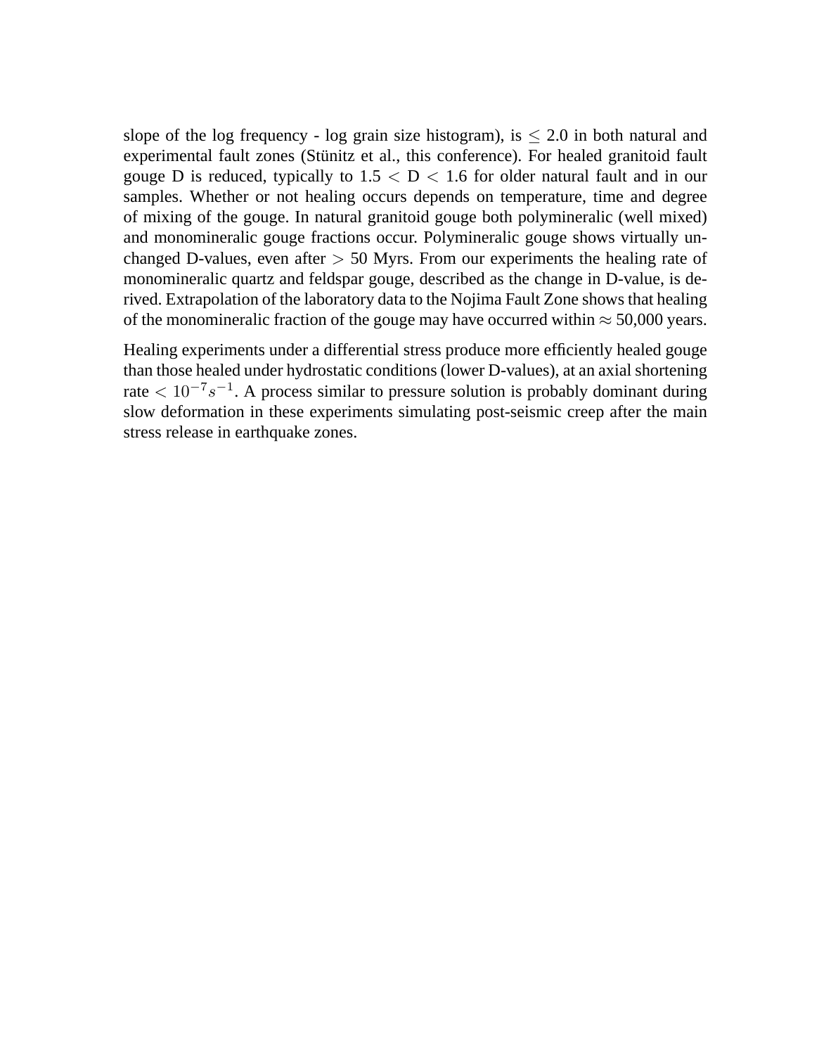slope of the log frequency - log grain size histogram), is $\leq$ 2.0 in both natural and experimental fault zones (Stünitz et al., this conference). For healed granitoid fault gouge D is reduced, typically to 1.5 $<$ D $<$ 1.6 for older natural fault and in our samples. Whether or not healing occurs depends on temperature, time and degree of mixing of the gouge. In natural granitoid gouge both polymineralic (well mixed) and monomineralic gouge fractions occur. Polymineralic gouge shows virtually unchanged D-values, even after $>$ 50 Myrs. From our experiments the healing rate of monomineralic quartz and feldspar gouge, described as the change in D-value, is derived. Extrapolation of the laboratory data to the Nojima Fault Zone shows that healing of the monomineralic fraction of the gouge may have occurred within $\approx$ 50,000 years.

Healing experiments under a differential stress produce more efficiently healed gouge than those healed under hydrostatic conditions (lower D-values), at an axial shortening rate $< 10^{-7} s^{-1}$. A process similar to pressure solution is probably dominant during slow deformation in these experiments simulating post-seismic creep after the main stress release in earthquake zones.